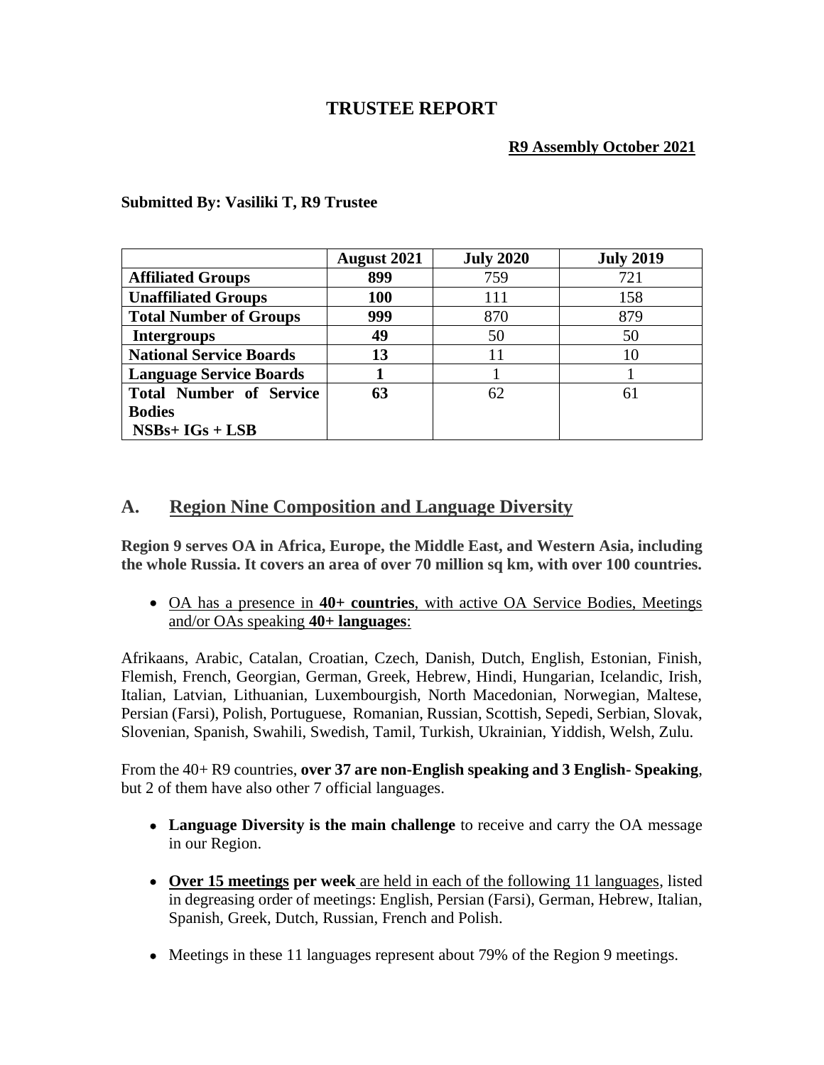# TRUSTEE REPORT

**R9 Assembly October 2021**

**Submitted By: Vasiliki T, R9 Trustee**

| | August 2021 | July 2020 | July 2019 |
|---|---|---|---|
| **Affiliated Groups** | **899** | 759 | 721 |
| **Unaffiliated Groups** | **100** | 111 | 158 |
| **Total Number of Groups** | **999** | 870 | 879 |
| **Intergroups** | **49** | 50 | 50 |
| **National Service Boards** | **13** | 11 | 10 |
| **Language Service Boards** | **1** | 1 | 1 |
| **Total Number of Service Bodies NSBs+ IGs + LSB** | **63** | 62 | 61 |

## A. Region Nine Composition and Language Diversity

**Region 9 serves OA in Africa, Europe, the Middle East, and Western Asia, including the whole Russia. It covers an area of over 70 million sq km, with over 100 countries.**

- OA has a presence in **40+ countries**, with active OA Service Bodies, Meetings and/or OAs speaking **40+ languages**:

Afrikaans, Arabic, Catalan, Croatian, Czech, Danish, Dutch, English, Estonian, Finish, Flemish, French, Georgian, German, Greek, Hebrew, Hindi, Hungarian, Icelandic, Irish, Italian, Latvian, Lithuanian, Luxembourgish, North Macedonian, Norwegian, Maltese, Persian (Farsi), Polish, Portuguese, Romanian, Russian, Scottish, Sepedi, Serbian, Slovak, Slovenian, Spanish, Swahili, Swedish, Tamil, Turkish, Ukrainian, Yiddish, Welsh, Zulu.

From the 40+ R9 countries, **over 37 are non-English speaking and 3 English- Speaking**, but 2 of them have also other 7 official languages.

- **Language Diversity is the main challenge** to receive and carry the OA message in our Region.
- **Over 15 meetings per week** are held in each of the following 11 languages, listed in degreasing order of meetings: English, Persian (Farsi), German, Hebrew, Italian, Spanish, Greek, Dutch, Russian, French and Polish.
- Meetings in these 11 languages represent about 79% of the Region 9 meetings.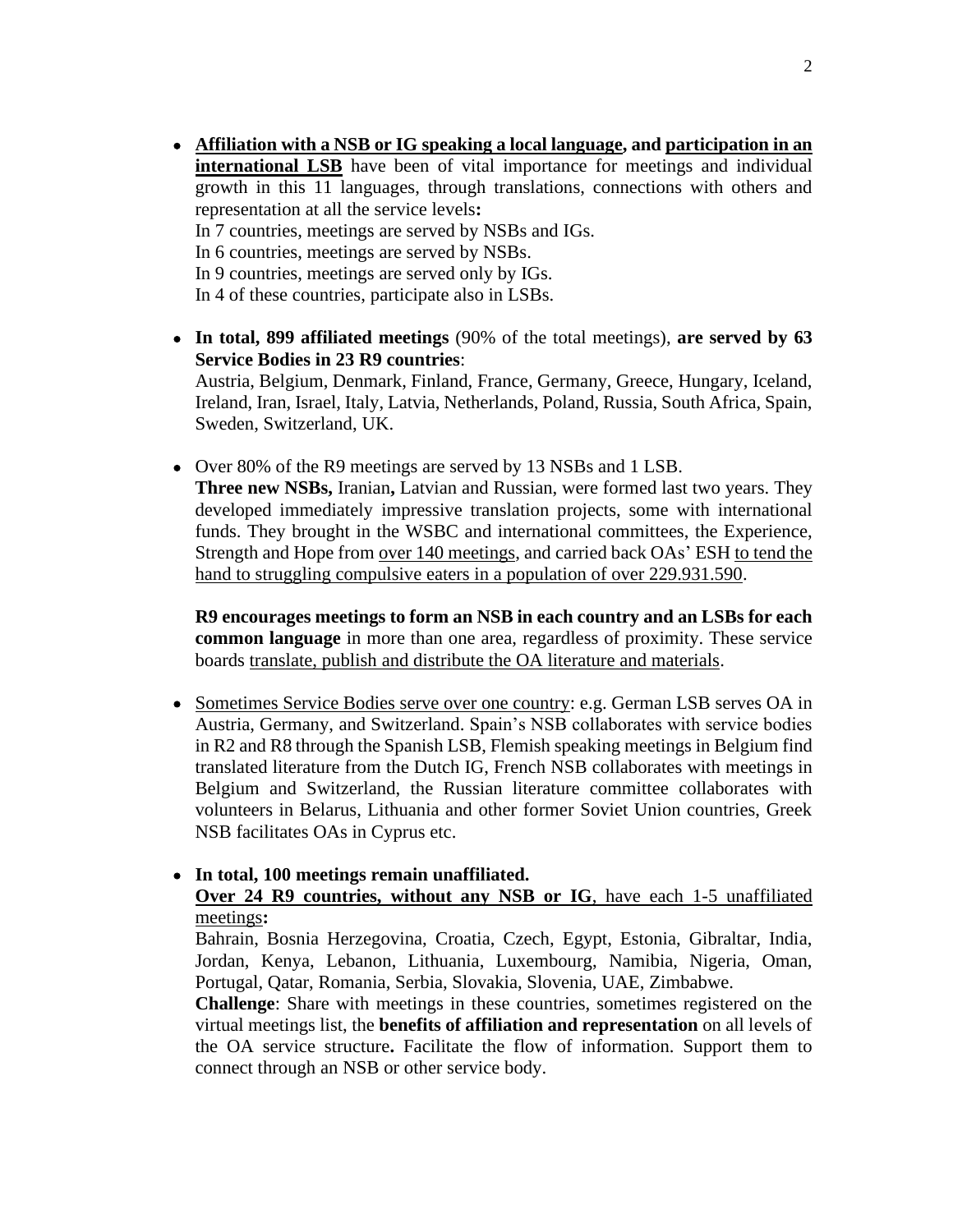- **<u>Affiliation with a NSB or IG speaking a local language</u>, and <u>participation in an international LSB</u>** have been of vital importance for meetings and individual growth in this 11 languages, through translations, connections with others and representation at all the service levels**:**
  In 7 countries, meetings are served by NSBs and IGs.
  In 6 countries, meetings are served by NSBs.
  In 9 countries, meetings are served only by IGs.
  In 4 of these countries, participate also in LSBs.

- **In total, 899 affiliated meetings** (90% of the total meetings), **are served by 63 Service Bodies in 23 R9 countries**:
  Austria, Belgium, Denmark, Finland, France, Germany, Greece, Hungary, Iceland, Ireland, Iran, Israel, Italy, Latvia, Netherlands, Poland, Russia, South Africa, Spain, Sweden, Switzerland, UK.

- Over 80% of the R9 meetings are served by 13 NSBs and 1 LSB.
  **Three new NSBs,** Iranian**,** Latvian and Russian, were formed last two years. They developed immediately impressive translation projects, some with international funds. They brought in the WSBC and international committees, the Experience, Strength and Hope from <u>over 140 meetings</u>, and carried back OAs' ESH <u>to tend the hand to struggling compulsive eaters in a population of over 229.931.590</u>.

  **R9 encourages meetings to form an NSB in each country and an LSBs for each common language** in more than one area, regardless of proximity. These service boards <u>translate, publish and distribute the OA literature and materials</u>.

- <u>Sometimes Service Bodies serve over one country</u>: e.g. German LSB serves OA in Austria, Germany, and Switzerland. Spain's NSB collaborates with service bodies in R2 and R8 through the Spanish LSB, Flemish speaking meetings in Belgium find translated literature from the Dutch IG, French NSB collaborates with meetings in Belgium and Switzerland, the Russian literature committee collaborates with volunteers in Belarus, Lithuania and other former Soviet Union countries, Greek NSB facilitates OAs in Cyprus etc.

- **In total, 100 meetings remain unaffiliated.**
  **<u>Over 24 R9 countries, without any NSB or IG</u>**<u>, have each 1-5 unaffiliated meetings</u>**:**
  Bahrain, Bosnia Herzegovina, Croatia, Czech, Egypt, Estonia, Gibraltar, India, Jordan, Kenya, Lebanon, Lithuania, Luxembourg, Namibia, Nigeria, Oman, Portugal, Qatar, Romania, Serbia, Slovakia, Slovenia, UAE, Zimbabwe.
  **Challenge**: Share with meetings in these countries, sometimes registered on the virtual meetings list, the **benefits of affiliation and representation** on all levels of the OA service structure**.** Facilitate the flow of information. Support them to connect through an NSB or other service body.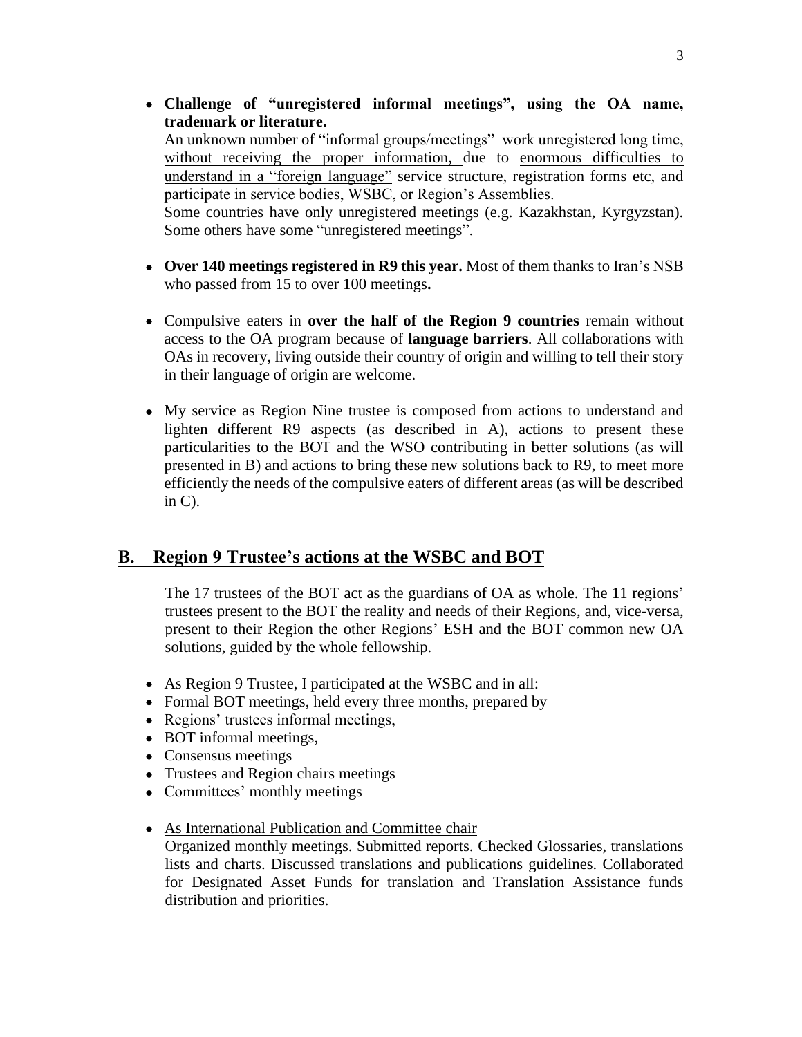- **Challenge of "unregistered informal meetings", using the OA name, trademark or literature.**
  An unknown number of "informal groups/meetings" work unregistered long time, without receiving the proper information, due to enormous difficulties to understand in a "foreign language" service structure, registration forms etc, and participate in service bodies, WSBC, or Region's Assemblies.
  Some countries have only unregistered meetings (e.g. Kazakhstan, Kyrgyzstan). Some others have some "unregistered meetings".

- **Over 140 meetings registered in R9 this year.** Most of them thanks to Iran's NSB who passed from 15 to over 100 meetings**.**

- Compulsive eaters in **over the half of the Region 9 countries** remain without access to the OA program because of **language barriers**. All collaborations with OAs in recovery, living outside their country of origin and willing to tell their story in their language of origin are welcome.

- My service as Region Nine trustee is composed from actions to understand and lighten different R9 aspects (as described in A), actions to present these particularities to the BOT and the WSO contributing in better solutions (as will presented in B) and actions to bring these new solutions back to R9, to meet more efficiently the needs of the compulsive eaters of different areas (as will be described in C).

## B. Region 9 Trustee's actions at the WSBC and BOT

The 17 trustees of the BOT act as the guardians of OA as whole. The 11 regions' trustees present to the BOT the reality and needs of their Regions, and, vice-versa, present to their Region the other Regions' ESH and the BOT common new OA solutions, guided by the whole fellowship.

- As Region 9 Trustee, I participated at the WSBC and in all:
- Formal BOT meetings, held every three months, prepared by
- Regions' trustees informal meetings,
- BOT informal meetings,
- Consensus meetings
- Trustees and Region chairs meetings
- Committees' monthly meetings

- As International Publication and Committee chair
  Organized monthly meetings. Submitted reports. Checked Glossaries, translations lists and charts. Discussed translations and publications guidelines. Collaborated for Designated Asset Funds for translation and Translation Assistance funds distribution and priorities.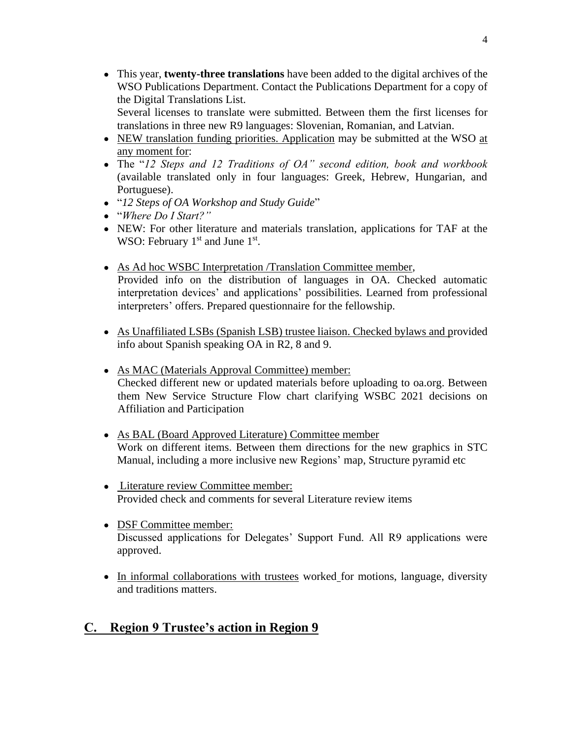- This year, **twenty-three translations** have been added to the digital archives of the WSO Publications Department. Contact the Publications Department for a copy of the Digital Translations List.
  Several licenses to translate were submitted. Between them the first licenses for translations in three new R9 languages: Slovenian, Romanian, and Latvian.
- NEW translation funding priorities. Application may be submitted at the WSO at any moment for:
- The "*12 Steps and 12 Traditions of OA" second edition, book and workbook* (available translated only in four languages: Greek, Hebrew, Hungarian, and Portuguese).
- "*12 Steps of OA Workshop and Study Guide*"
- "*Where Do I Start?"*
- NEW: For other literature and materials translation, applications for TAF at the WSO: February 1st and June 1st.

- As Ad hoc WSBC Interpretation /Translation Committee member,
  Provided info on the distribution of languages in OA. Checked automatic interpretation devices' and applications' possibilities. Learned from professional interpreters' offers. Prepared questionnaire for the fellowship.

- As Unaffiliated LSBs (Spanish LSB) trustee liaison. Checked bylaws and provided info about Spanish speaking OA in R2, 8 and 9.

- As MAC (Materials Approval Committee) member:
  Checked different new or updated materials before uploading to oa.org. Between them New Service Structure Flow chart clarifying WSBC 2021 decisions on Affiliation and Participation

- As BAL (Board Approved Literature) Committee member
  Work on different items. Between them directions for the new graphics in STC Manual, including a more inclusive new Regions' map, Structure pyramid etc

- Literature review Committee member:
  Provided check and comments for several Literature review items

- DSF Committee member:
  Discussed applications for Delegates' Support Fund. All R9 applications were approved.

- In informal collaborations with trustees worked for motions, language, diversity and traditions matters.

## C. Region 9 Trustee's action in Region 9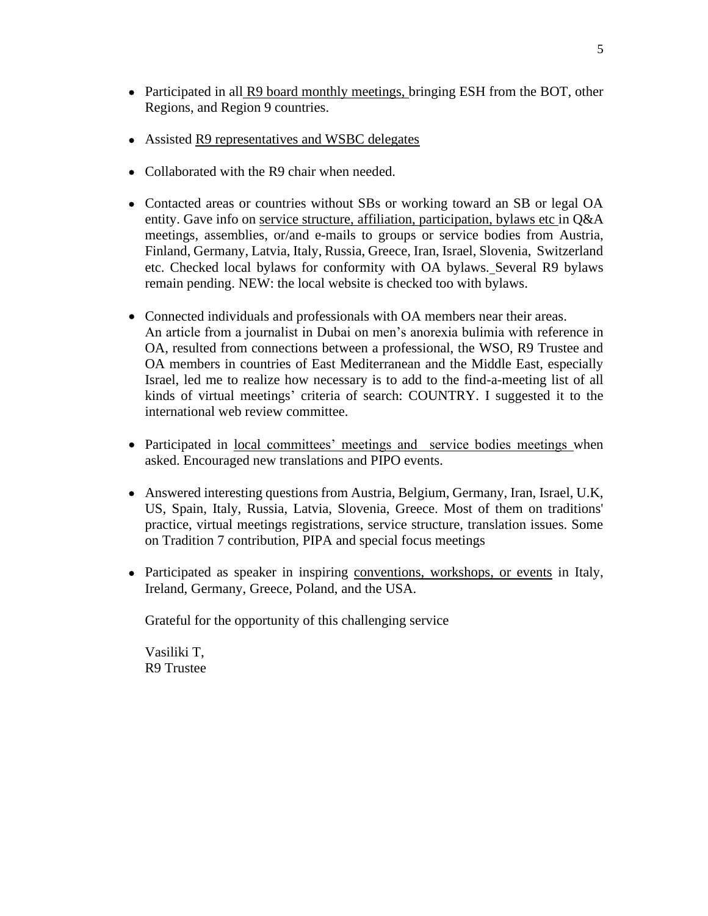- Participated in all R9 board monthly meetings, bringing ESH from the BOT, other Regions, and Region 9 countries.

- Assisted R9 representatives and WSBC delegates

- Collaborated with the R9 chair when needed.

- Contacted areas or countries without SBs or working toward an SB or legal OA entity. Gave info on service structure, affiliation, participation, bylaws etc in Q&A meetings, assemblies, or/and e-mails to groups or service bodies from Austria, Finland, Germany, Latvia, Italy, Russia, Greece, Iran, Israel, Slovenia, Switzerland etc. Checked local bylaws for conformity with OA bylaws. Several R9 bylaws remain pending. NEW: the local website is checked too with bylaws.

- Connected individuals and professionals with OA members near their areas. An article from a journalist in Dubai on men's anorexia bulimia with reference in OA, resulted from connections between a professional, the WSO, R9 Trustee and OA members in countries of East Mediterranean and the Middle East, especially Israel, led me to realize how necessary is to add to the find-a-meeting list of all kinds of virtual meetings' criteria of search: COUNTRY. I suggested it to the international web review committee.

- Participated in local committees' meetings and service bodies meetings when asked. Encouraged new translations and PIPO events.

- Answered interesting questions from Austria, Belgium, Germany, Iran, Israel, U.K, US, Spain, Italy, Russia, Latvia, Slovenia, Greece. Most of them on traditions' practice, virtual meetings registrations, service structure, translation issues. Some on Tradition 7 contribution, PIPA and special focus meetings

- Participated as speaker in inspiring conventions, workshops, or events in Italy, Ireland, Germany, Greece, Poland, and the USA.

Grateful for the opportunity of this challenging service

Vasiliki T,
R9 Trustee